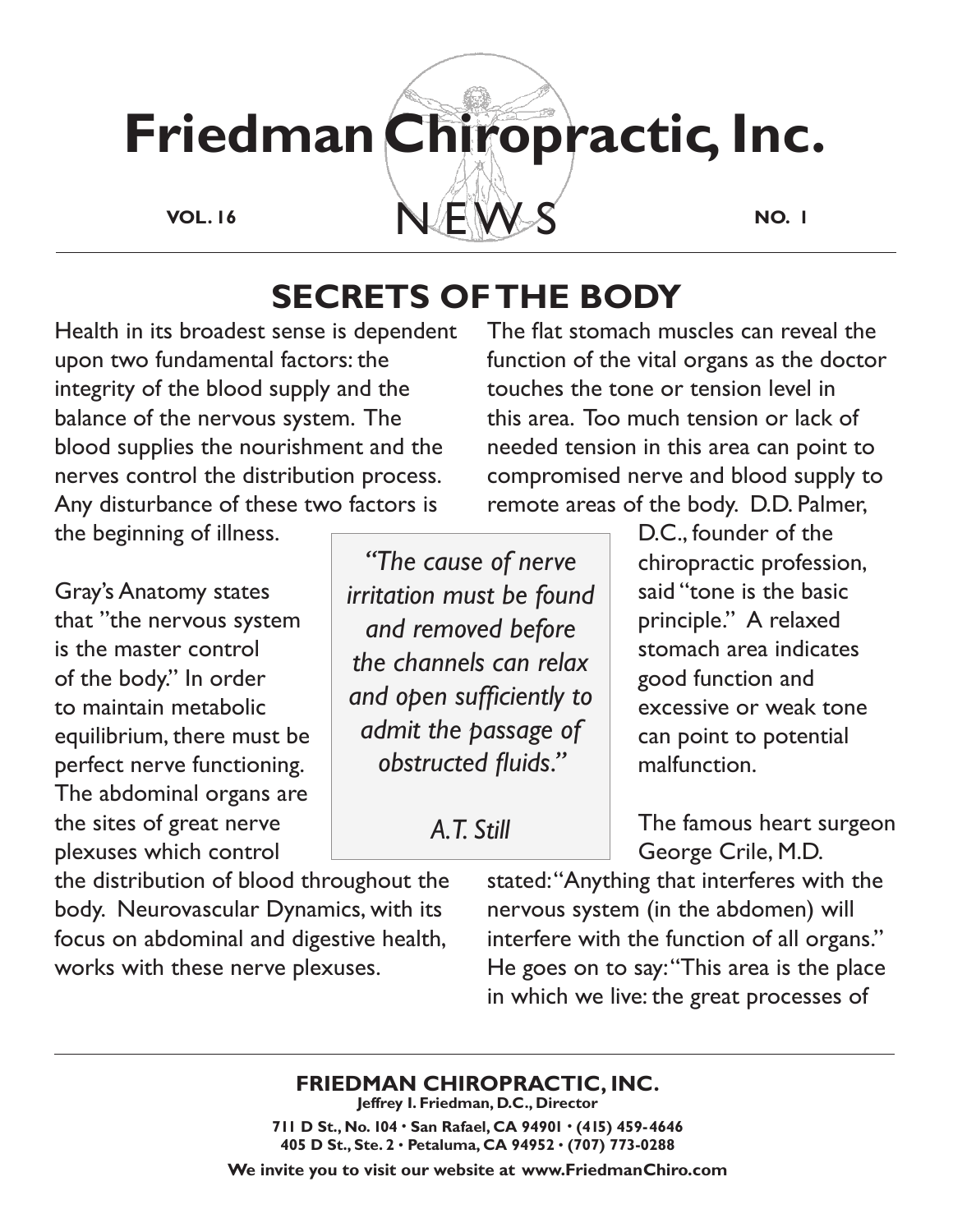# Friedman Chiropractic, Inc.

**VOL. 16** NEWS **NO. 1**

## SECRETS OF THE BODY

Health in its broadest sense is dependent upon two fundamental factors: the integrity of the blood supply and the balance of the nervous system. The blood supplies the nourishment and the nerves control the distribution process. Any disturbance of these two factors is the beginning of illness.

Gray's Anatomy states that "the nervous system is the master control of the body." In order to maintain metabolic equilibrium, there must be perfect nerve functioning. The abdominal organs are the sites of great nerve plexuses which control the distribution of blood throughout the body. Neurovascular Dynamics, with its focus on abdominal and digestive health, works with these nerve plexuses.

> *"The cause of nerve irritation must be found and removed before the channels can relax and open sufficiently to admit the passage of obstructed fluids."*
>
> *A.T. Still*

The flat stomach muscles can reveal the function of the vital organs as the doctor touches the tone or tension level in this area. Too much tension or lack of needed tension in this area can point to compromised nerve and blood supply to remote areas of the body. D.D. Palmer, D.C., founder of the chiropractic profession, said "tone is the basic principle." A relaxed stomach area indicates good function and excessive or weak tone can point to potential malfunction.

The famous heart surgeon George Crile, M.D. stated: "Anything that interferes with the nervous system (in the abdomen) will interfere with the function of all organs." He goes on to say: "This area is the place in which we live: the great processes of

**FRIEDMAN CHIROPRACTIC, INC.**
**Jeffrey I. Friedman, D.C., Director**
**711 D St., No. 104 • San Rafael, CA 94901 • (415) 459-4646**
**405 D St., Ste. 2 • Petaluma, CA 94952 • (707) 773-0288**
**We invite you to visit our website at www.FriedmanChiro.com**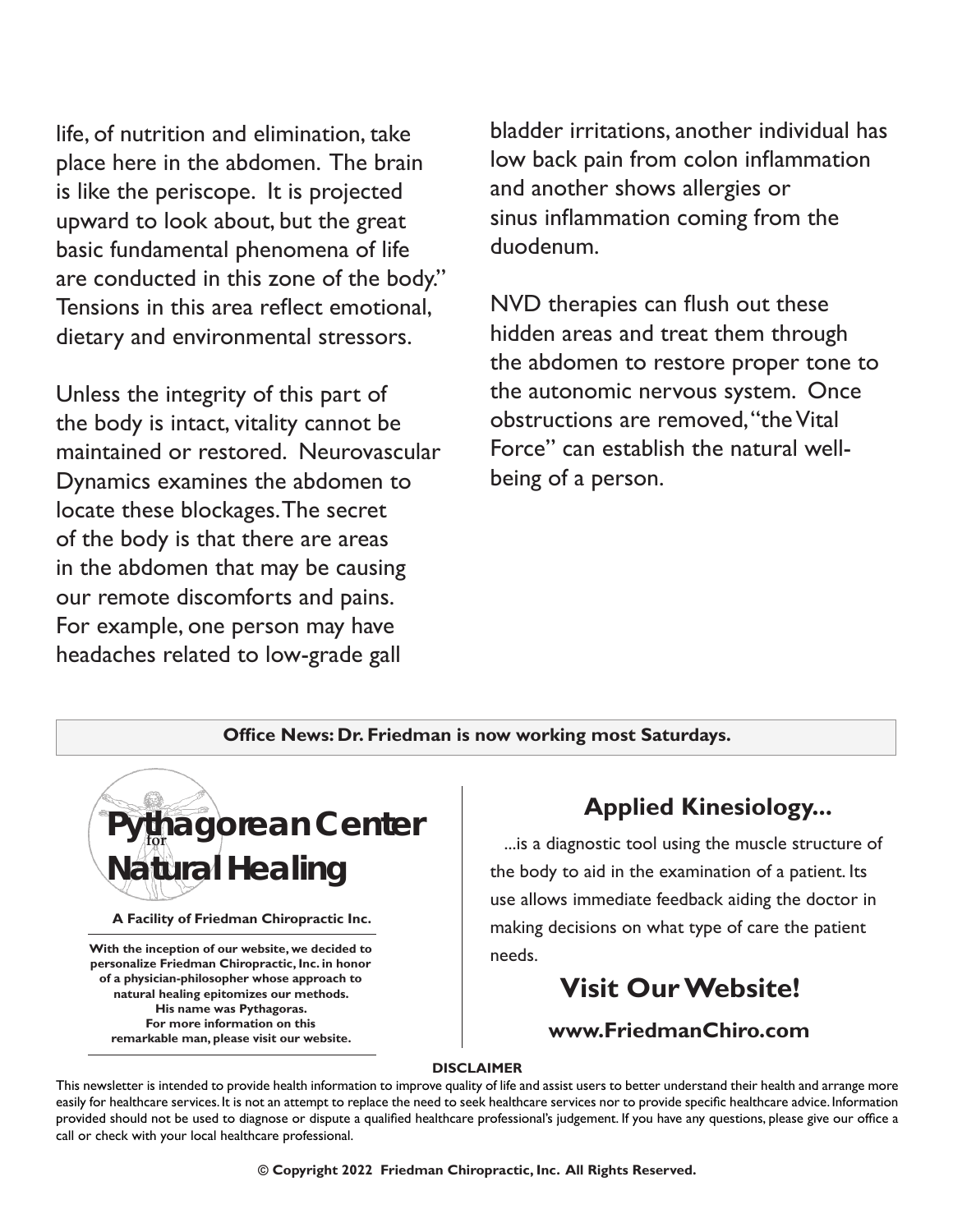life, of nutrition and elimination, take place here in the abdomen. The brain is like the periscope. It is projected upward to look about, but the great basic fundamental phenomena of life are conducted in this zone of the body." Tensions in this area reflect emotional, dietary and environmental stressors.

Unless the integrity of this part of the body is intact, vitality cannot be maintained or restored. Neurovascular Dynamics examines the abdomen to locate these blockages. The secret of the body is that there are areas in the abdomen that may be causing our remote discomforts and pains. For example, one person may have headaches related to low-grade gall bladder irritations, another individual has low back pain from colon inflammation and another shows allergies or sinus inflammation coming from the duodenum.

NVD therapies can flush out these hidden areas and treat them through the abdomen to restore proper tone to the autonomic nervous system. Once obstructions are removed, "the Vital Force" can establish the natural well-being of a person.

**Office News: Dr. Friedman is now working most Saturdays.**

## Pythagorean Center for Natural Healing

**A Facility of Friedman Chiropractic Inc.**

**With the inception of our website, we decided to personalize Friedman Chiropractic, Inc. in honor of a physician-philosopher whose approach to natural healing epitomizes our methods. His name was Pythagoras. For more information on this remarkable man, please visit our website.**

## Applied Kinesiology...

...is a diagnostic tool using the muscle structure of the body to aid in the examination of a patient. Its use allows immediate feedback aiding the doctor in making decisions on what type of care the patient needs.

## Visit Our Website!

**www.FriedmanChiro.com**

**DISCLAIMER**

This newsletter is intended to provide health information to improve quality of life and assist users to better understand their health and arrange more easily for healthcare services. It is not an attempt to replace the need to seek healthcare services nor to provide specific healthcare advice. Information provided should not be used to diagnose or dispute a qualified healthcare professional's judgement. If you have any questions, please give our office a call or check with your local healthcare professional.

**© Copyright 2022 Friedman Chiropractic, Inc. All Rights Reserved.**